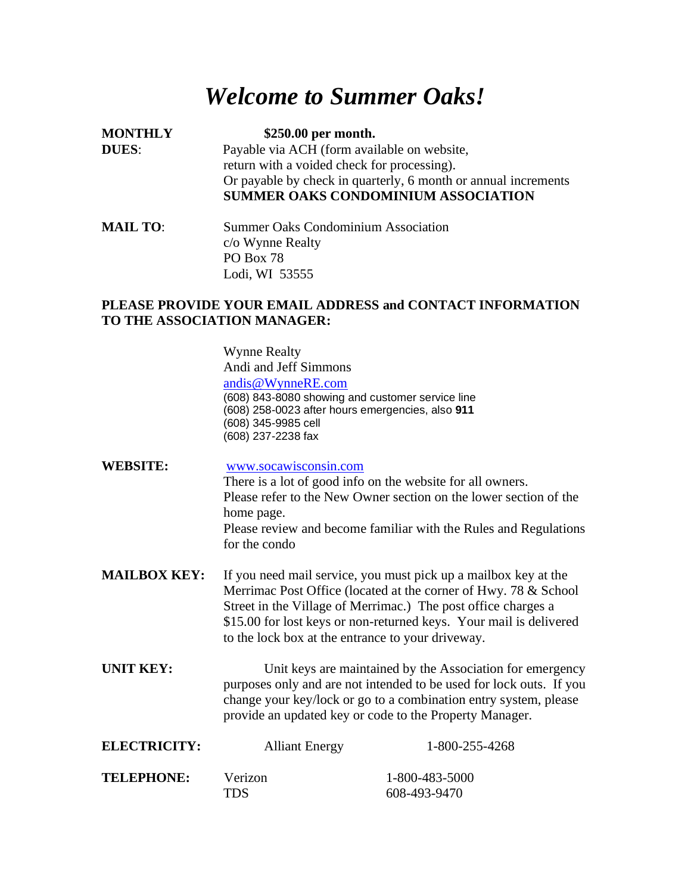# *Welcome to Summer Oaks!*

**MONTHLY DUES**: **$250.00 per month.**
Payable via ACH (form available on website, return with a voided check for processing).
Or payable by check in quarterly, 6 month or annual increments
**SUMMER OAKS CONDOMINIUM ASSOCIATION**

**MAIL TO**: Summer Oaks Condominium Association
c/o Wynne Realty
PO Box 78
Lodi, WI 53555

**PLEASE PROVIDE YOUR EMAIL ADDRESS and CONTACT INFORMATION TO THE ASSOCIATION MANAGER:**

Wynne Realty
Andi and Jeff Simmons
andis@WynneRE.com
(608) 843-8080 showing and customer service line
(608) 258-0023 after hours emergencies, also **911**
(608) 345-9985 cell
(608) 237-2238 fax

**WEBSITE:** www.socawisconsin.com
There is a lot of good info on the website for all owners.
Please refer to the New Owner section on the lower section of the home page.
Please review and become familiar with the Rules and Regulations for the condo

**MAILBOX KEY:** If you need mail service, you must pick up a mailbox key at the Merrimac Post Office (located at the corner of Hwy. 78 & School Street in the Village of Merrimac.) The post office charges a $15.00 for lost keys or non-returned keys. Your mail is delivered to the lock box at the entrance to your driveway.

**UNIT KEY:** Unit keys are maintained by the Association for emergency purposes only and are not intended to be used for lock outs. If you change your key/lock or go to a combination entry system, please provide an updated key or code to the Property Manager.

**ELECTRICITY:** Alliant Energy 1-800-255-4268

**TELEPHONE:** Verizon 1-800-483-5000
TDS 608-493-9470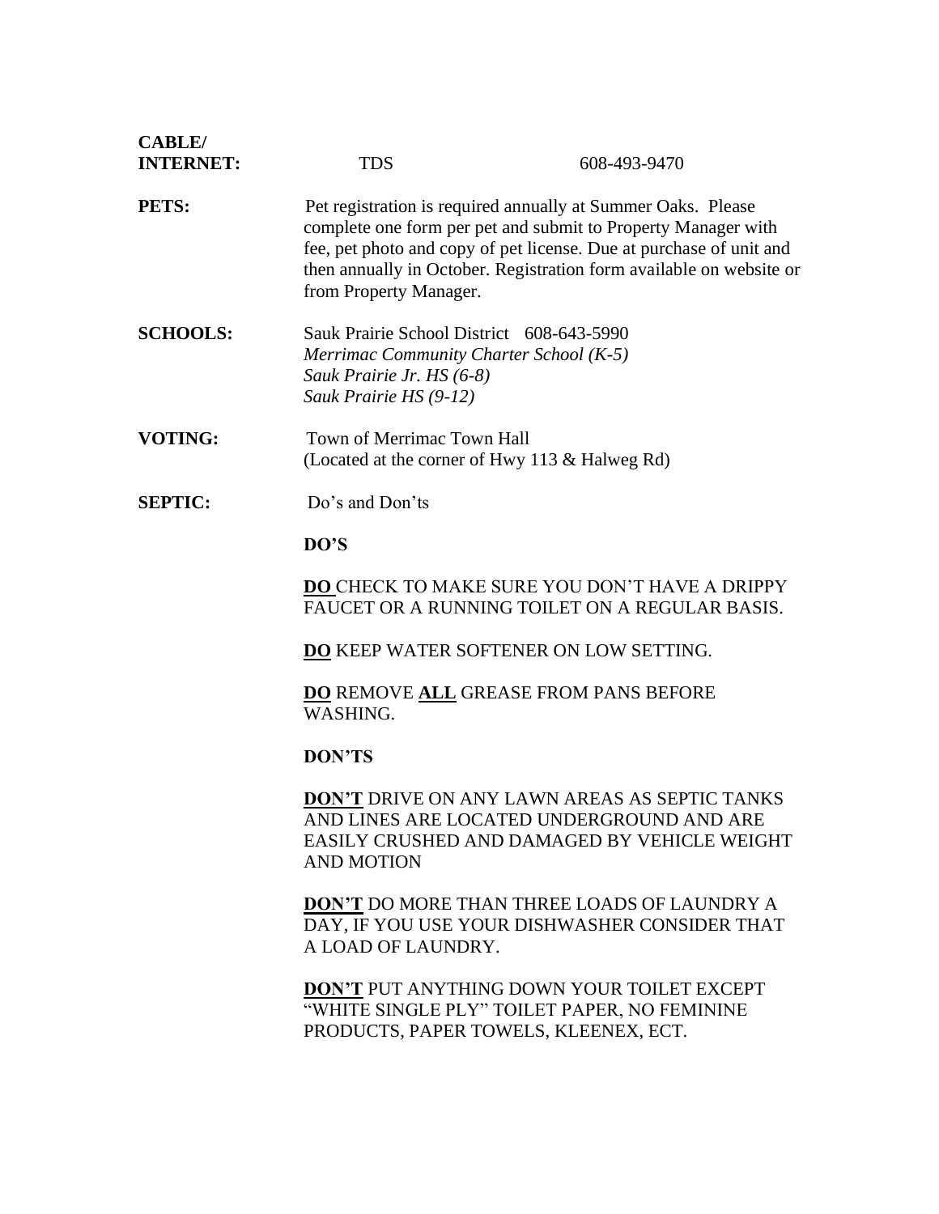**CABLE/ INTERNET:** TDS 608-493-9470

**PETS:** Pet registration is required annually at Summer Oaks. Please complete one form per pet and submit to Property Manager with fee, pet photo and copy of pet license. Due at purchase of unit and then annually in October. Registration form available on website or from Property Manager.

**SCHOOLS:** Sauk Prairie School District 608-643-5990
*Merrimac Community Charter School (K-5)*
*Sauk Prairie Jr. HS (6-8)*
*Sauk Prairie HS (9-12)*

**VOTING:** Town of Merrimac Town Hall
(Located at the corner of Hwy 113 & Halweg Rd)

**SEPTIC:** Do's and Don'ts

**DO'S**

**DO** CHECK TO MAKE SURE YOU DON'T HAVE A DRIPPY FAUCET OR A RUNNING TOILET ON A REGULAR BASIS.

**DO** KEEP WATER SOFTENER ON LOW SETTING.

**DO** REMOVE **ALL** GREASE FROM PANS BEFORE WASHING.

**DON'TS**

**DON'T** DRIVE ON ANY LAWN AREAS AS SEPTIC TANKS AND LINES ARE LOCATED UNDERGROUND AND ARE EASILY CRUSHED AND DAMAGED BY VEHICLE WEIGHT AND MOTION

**DON'T** DO MORE THAN THREE LOADS OF LAUNDRY A DAY, IF YOU USE YOUR DISHWASHER CONSIDER THAT A LOAD OF LAUNDRY.

**DON'T** PUT ANYTHING DOWN YOUR TOILET EXCEPT "WHITE SINGLE PLY" TOILET PAPER, NO FEMININE PRODUCTS, PAPER TOWELS, KLEENEX, ECT.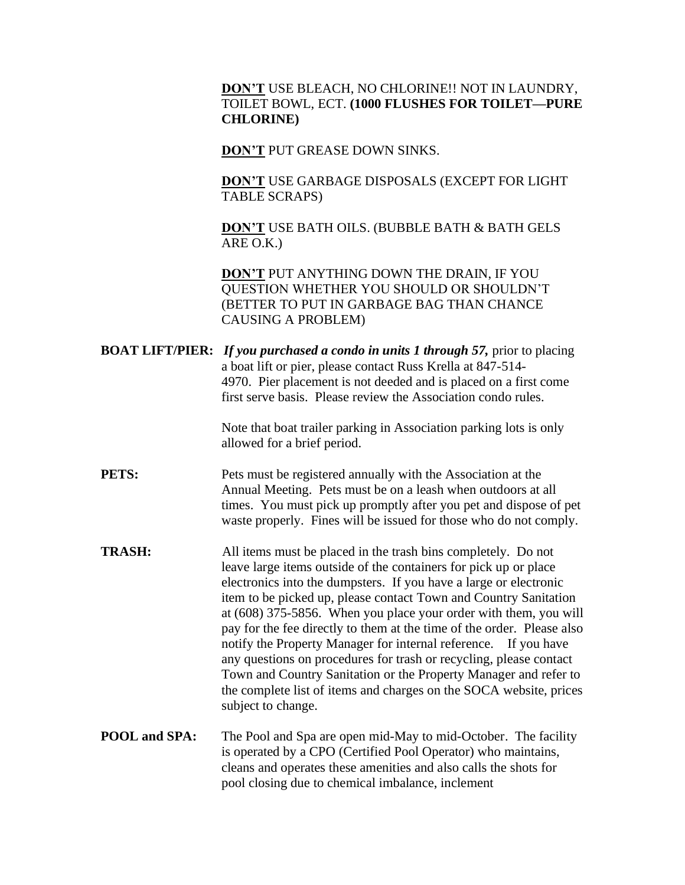**<u>DON'T</u>** USE BLEACH, NO CHLORINE!! NOT IN LAUNDRY, TOILET BOWL, ECT. **(1000 FLUSHES FOR TOILET—PURE CHLORINE)**

**<u>DON'T</u>** PUT GREASE DOWN SINKS.

**<u>DON'T</u>** USE GARBAGE DISPOSALS (EXCEPT FOR LIGHT TABLE SCRAPS)

**<u>DON'T</u>** USE BATH OILS. (BUBBLE BATH & BATH GELS ARE O.K.)

**<u>DON'T</u>** PUT ANYTHING DOWN THE DRAIN, IF YOU QUESTION WHETHER YOU SHOULD OR SHOULDN'T (BETTER TO PUT IN GARBAGE BAG THAN CHANCE CAUSING A PROBLEM)

**BOAT LIFT/PIER:** ***If you purchased a condo in units 1 through 57,*** prior to placing a boat lift or pier, please contact Russ Krella at 847-514-4970. Pier placement is not deeded and is placed on a first come first serve basis. Please review the Association condo rules.

Note that boat trailer parking in Association parking lots is only allowed for a brief period.

**PETS:** Pets must be registered annually with the Association at the Annual Meeting. Pets must be on a leash when outdoors at all times. You must pick up promptly after you pet and dispose of pet waste properly. Fines will be issued for those who do not comply.

**TRASH:** All items must be placed in the trash bins completely. Do not leave large items outside of the containers for pick up or place electronics into the dumpsters. If you have a large or electronic item to be picked up, please contact Town and Country Sanitation at (608) 375-5856. When you place your order with them, you will pay for the fee directly to them at the time of the order. Please also notify the Property Manager for internal reference. If you have any questions on procedures for trash or recycling, please contact Town and Country Sanitation or the Property Manager and refer to the complete list of items and charges on the SOCA website, prices subject to change.

**POOL and SPA:** The Pool and Spa are open mid-May to mid-October. The facility is operated by a CPO (Certified Pool Operator) who maintains, cleans and operates these amenities and also calls the shots for pool closing due to chemical imbalance, inclement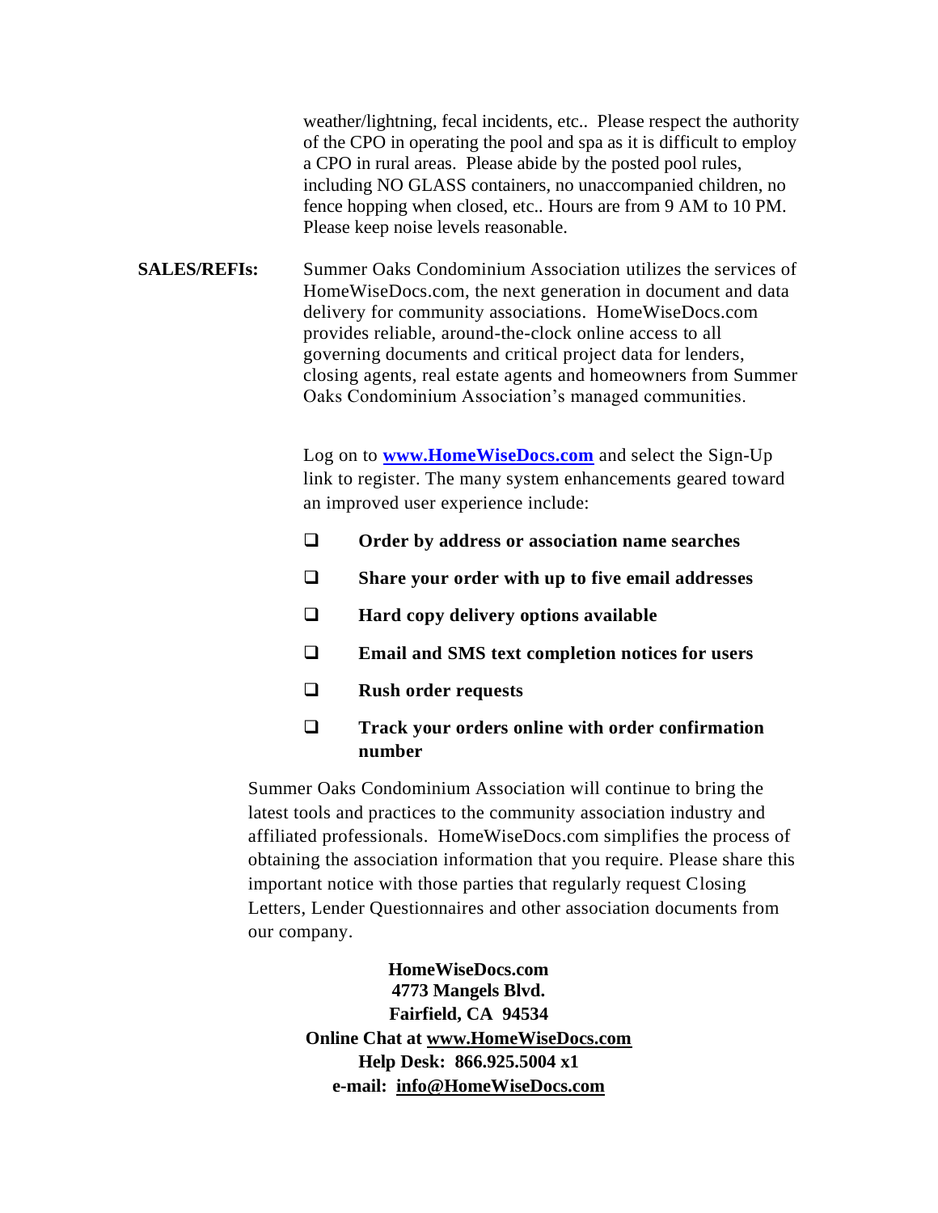weather/lightning, fecal incidents, etc.. Please respect the authority of the CPO in operating the pool and spa as it is difficult to employ a CPO in rural areas. Please abide by the posted pool rules, including NO GLASS containers, no unaccompanied children, no fence hopping when closed, etc.. Hours are from 9 AM to 10 PM. Please keep noise levels reasonable.

**SALES/REFIs:** Summer Oaks Condominium Association utilizes the services of HomeWiseDocs.com, the next generation in document and data delivery for community associations. HomeWiseDocs.com provides reliable, around-the-clock online access to all governing documents and critical project data for lenders, closing agents, real estate agents and homeowners from Summer Oaks Condominium Association's managed communities.

Log on to **[www.HomeWiseDocs.com](http://www.HomeWiseDocs.com)** and select the Sign-Up link to register. The many system enhancements geared toward an improved user experience include:

- ❑ **Order by address or association name searches**
- ❑ **Share your order with up to five email addresses**
- ❑ **Hard copy delivery options available**
- ❑ **Email and SMS text completion notices for users**
- ❑ **Rush order requests**
- ❑ **Track your orders online with order confirmation number**

Summer Oaks Condominium Association will continue to bring the latest tools and practices to the community association industry and affiliated professionals. HomeWiseDocs.com simplifies the process of obtaining the association information that you require. Please share this important notice with those parties that regularly request Closing Letters, Lender Questionnaires and other association documents from our company.

**HomeWiseDocs.com**
**4773 Mangels Blvd.**
**Fairfield, CA 94534**
**Online Chat at www.HomeWiseDocs.com**
**Help Desk: 866.925.5004 x1**
**e-mail: info@HomeWiseDocs.com**